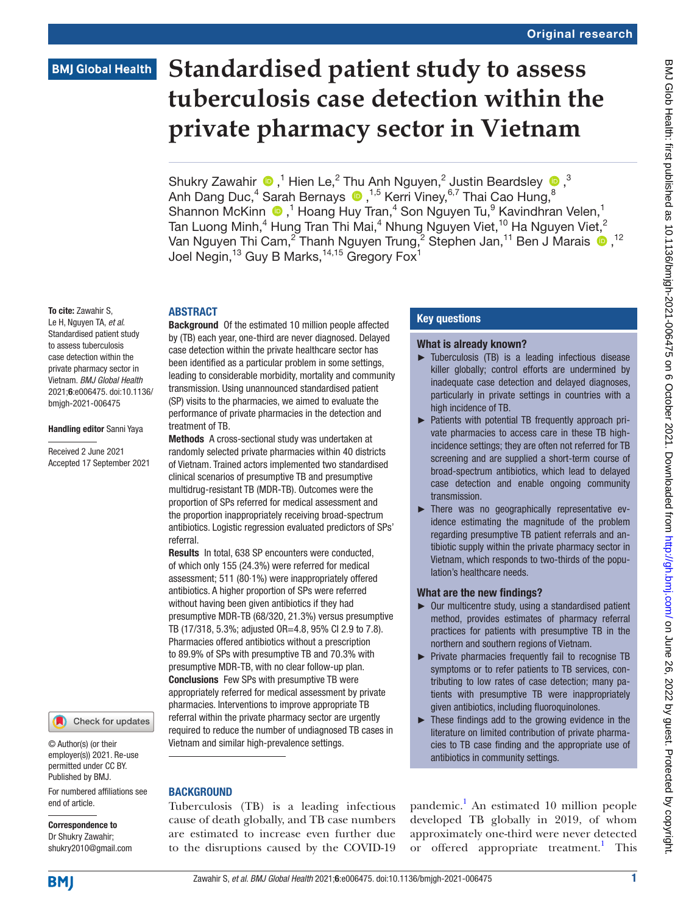Original research

# Standardised patient study to assess tuberculosis case detection within the private pharmacy sector in Vietnam

Shukry Zawahir,[1] Hien Le,[2] Thu Anh Nguyen,[2] Justin Beardsley,[3] Anh Dang Duc,[4] Sarah Bernays,[1,5] Kerri Viney,[6,7] Thai Cao Hung,[8] Shannon McKinn,[1] Hoang Huy Tran,[4] Son Nguyen Tu,[9] Kavindhran Velen,[1] Tan Luong Minh,[4] Hung Tran Thi Mai,[4] Nhung Nguyen Viet,[10] Ha Nguyen Viet,[2] Van Nguyen Thi Cam,[2] Thanh Nguyen Trung,[2] Stephen Jan,[11] Ben J Marais,[12] Joel Negin,[13] Guy B Marks,[14,15] Gregory Fox[1]

**To cite:** Zawahir S, Le H, Nguyen TA, *et al*. Standardised patient study to assess tuberculosis case detection within the private pharmacy sector in Vietnam. *BMJ Global Health* 2021;**6**:e006475. doi:10.1136/bmjgh-2021-006475

**Handling editor** Sanni Yaya

Received 2 June 2021
Accepted 17 September 2021

© Author(s) (or their employer(s)) 2021. Re-use permitted under CC BY. Published by BMJ.

For numbered affiliations see end of article.

**Correspondence to**
Dr Shukry Zawahir; shukry2010@gmail.com

## ABSTRACT

**Background** Of the estimated 10 million people affected by (TB) each year, one-third are never diagnosed. Delayed case detection within the private healthcare sector has been identified as a particular problem in some settings, leading to considerable morbidity, mortality and community transmission. Using unannounced standardised patient (SP) visits to the pharmacies, we aimed to evaluate the performance of private pharmacies in the detection and treatment of TB.

**Methods** A cross-sectional study was undertaken at randomly selected private pharmacies within 40 districts of Vietnam. Trained actors implemented two standardised clinical scenarios of presumptive TB and presumptive multidrug-resistant TB (MDR-TB). Outcomes were the proportion of SPs referred for medical assessment and the proportion inappropriately receiving broad-spectrum antibiotics. Logistic regression evaluated predictors of SPs' referral.

**Results** In total, 638 SP encounters were conducted, of which only 155 (24.3%) were referred for medical assessment; 511 (80·1%) were inappropriately offered antibiotics. A higher proportion of SPs were referred without having been given antibiotics if they had presumptive MDR-TB (68/320, 21.3%) versus presumptive TB (17/318, 5.3%; adjusted OR=4.8, 95% CI 2.9 to 7.8). Pharmacies offered antibiotics without a prescription to 89.9% of SPs with presumptive TB and 70.3% with presumptive MDR-TB, with no clear follow-up plan.

**Conclusions** Few SPs with presumptive TB were appropriately referred for medical assessment by private pharmacies. Interventions to improve appropriate TB referral within the private pharmacy sector are urgently required to reduce the number of undiagnosed TB cases in Vietnam and similar high-prevalence settings.

### Key questions

#### What is already known?

- Tuberculosis (TB) is a leading infectious disease killer globally; control efforts are undermined by inadequate case detection and delayed diagnoses, particularly in private settings in countries with a high incidence of TB.
- Patients with potential TB frequently approach private pharmacies to access care in these TB high-incidence settings; they are often not referred for TB screening and are supplied a short-term course of broad-spectrum antibiotics, which lead to delayed case detection and enable ongoing community transmission.
- There was no geographically representative evidence estimating the magnitude of the problem regarding presumptive TB patient referrals and antibiotic supply within the private pharmacy sector in Vietnam, which responds to two-thirds of the population's healthcare needs.

#### What are the new findings?

- Our multicentre study, using a standardised patient method, provides estimates of pharmacy referral practices for patients with presumptive TB in the northern and southern regions of Vietnam.
- Private pharmacies frequently fail to recognise TB symptoms or to refer patients to TB services, contributing to low rates of case detection; many patients with presumptive TB were inappropriately given antibiotics, including fluoroquinolones.
- These findings add to the growing evidence in the literature on limited contribution of private pharmacies to TB case finding and the appropriate use of antibiotics in community settings.

## BACKGROUND

Tuberculosis (TB) is a leading infectious cause of death globally, and TB case numbers are estimated to increase even further due to the disruptions caused by the COVID-19 pandemic.[1] An estimated 10 million people developed TB globally in 2019, of whom approximately one-third were never detected or offered appropriate treatment.[1] This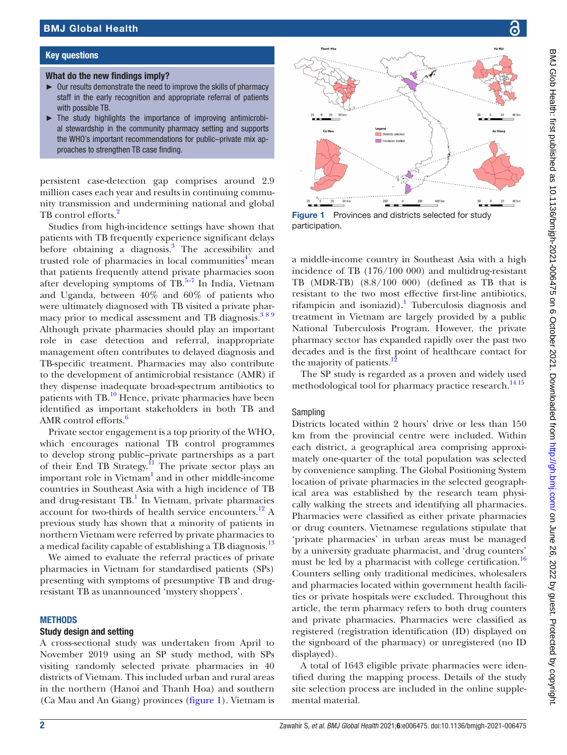## Key questions

**What do the new findings imply?**

- Our results demonstrate the need to improve the skills of pharmacy staff in the early recognition and appropriate referral of patients with possible TB.
- The study highlights the importance of improving antimicrobial stewardship in the community pharmacy setting and supports the WHO's important recommendations for public–private mix approaches to strengthen TB case finding.

persistent case-detection gap comprises around 2.9 million cases each year and results in continuing community transmission and undermining national and global TB control efforts.[2]

Studies from high-incidence settings have shown that patients with TB frequently experience significant delays before obtaining a diagnosis.[3] The accessibility and trusted role of pharmacies in local communities[4] mean that patients frequently attend private pharmacies soon after developing symptoms of TB.[5–7] In India, Vietnam and Uganda, between 40% and 60% of patients who were ultimately diagnosed with TB visited a private pharmacy prior to medical assessment and TB diagnosis.[3 8 9] Although private pharmacies should play an important role in case detection and referral, inappropriate management often contributes to delayed diagnosis and TB-specific treatment. Pharmacies may also contribute to the development of antimicrobial resistance (AMR) if they dispense inadequate broad-spectrum antibiotics to patients with TB.[10] Hence, private pharmacies have been identified as important stakeholders in both TB and AMR control efforts.[6]

Private sector engagement is a top priority of the WHO, which encourages national TB control programmes to develop strong public–private partnerships as a part of their End TB Strategy.[11] The private sector plays an important role in Vietnam[1] and in other middle-income countries in Southeast Asia with a high incidence of TB and drug-resistant TB.[1] In Vietnam, private pharmacies account for two-thirds of health service encounters.[12] A previous study has shown that a minority of patients in northern Vietnam were referred by private pharmacies to a medical facility capable of establishing a TB diagnosis.[13]

We aimed to evaluate the referral practices of private pharmacies in Vietnam for standardised patients (SPs) presenting with symptoms of presumptive TB and drug-resistant TB as unannounced 'mystery shoppers'.

## METHODS

### Study design and setting

A cross-sectional study was undertaken from April to November 2019 using an SP study method, with SPs visiting randomly selected private pharmacies in 40 districts of Vietnam. This included urban and rural areas in the northern (Hanoi and Thanh Hoa) and southern (Ca Mau and An Giang) provinces (figure 1). Vietnam is a middle-income country in Southeast Asia with a high incidence of TB (176/100 000) and multidrug-resistant TB (MDR-TB) (8.8/100 000) (defined as TB that is resistant to the two most effective first-line antibiotics, rifampicin and isoniazid).[1] Tuberculosis diagnosis and treatment in Vietnam are largely provided by a public National Tuberculosis Program. However, the private pharmacy sector has expanded rapidly over the past two decades and is the first point of healthcare contact for the majority of patients.[12]

Figure 1 Provinces and districts selected for study participation.

The SP study is regarded as a proven and widely used methodological tool for pharmacy practice research.[14 15]

### Sampling

Districts located within 2 hours' drive or less than 150 km from the provincial centre were included. Within each district, a geographical area comprising approximately one-quarter of the total population was selected by convenience sampling. The Global Positioning System location of private pharmacies in the selected geographical area was established by the research team physically walking the streets and identifying all pharmacies. Pharmacies were classified as either private pharmacies or drug counters. Vietnamese regulations stipulate that 'private pharmacies' in urban areas must be managed by a university graduate pharmacist, and 'drug counters' must be led by a pharmacist with college certification.[16] Counters selling only traditional medicines, wholesalers and pharmacies located within government health facilities or private hospitals were excluded. Throughout this article, the term pharmacy refers to both drug counters and private pharmacies. Pharmacies were classified as registered (registration identification (ID) displayed on the signboard of the pharmacy) or unregistered (no ID displayed).

A total of 1643 eligible private pharmacies were identified during the mapping process. Details of the study site selection process are included in the online supplemental material.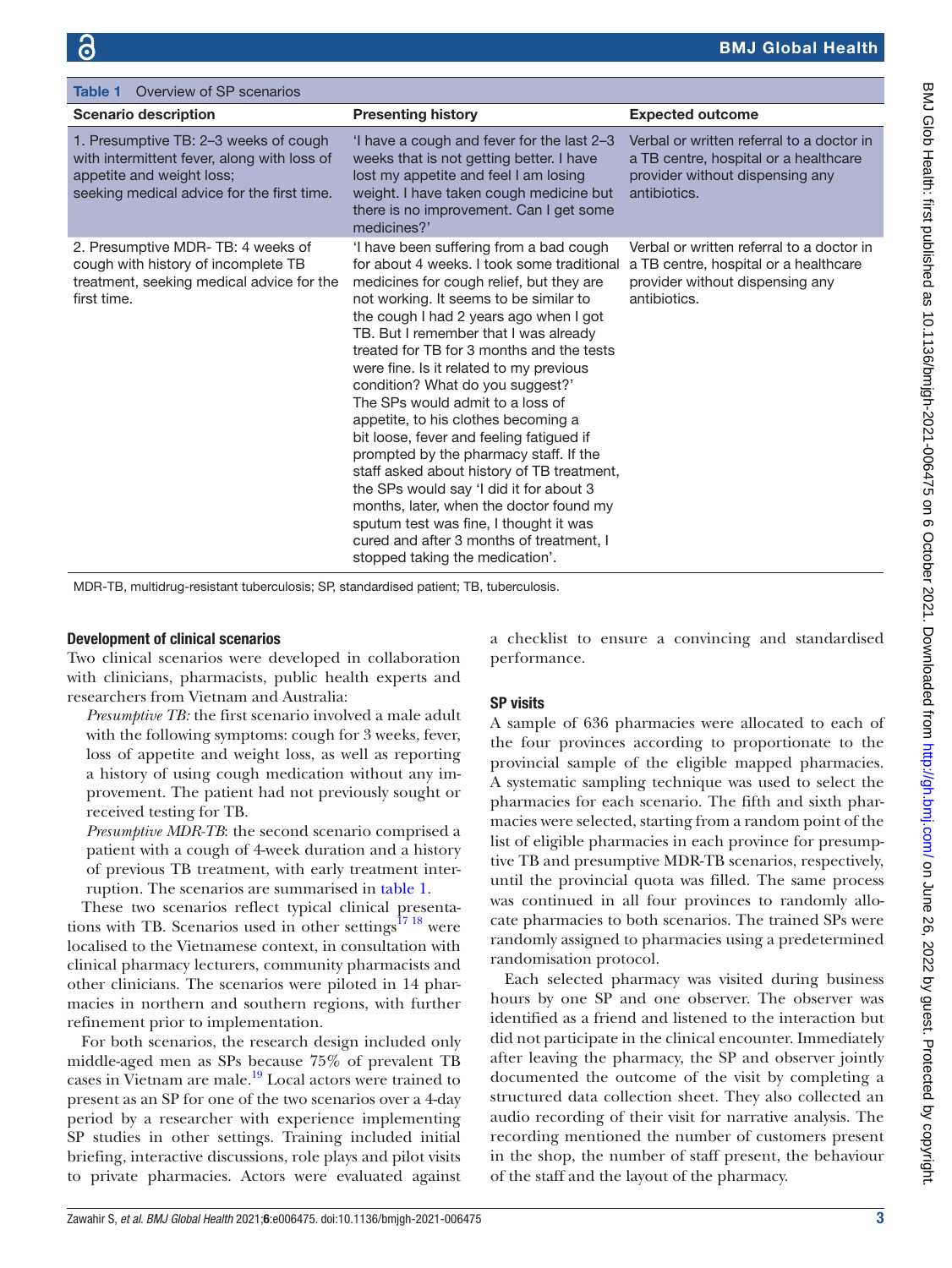Table 1 Overview of SP scenarios

| Scenario description | Presenting history | Expected outcome |
|---|---|---|
| 1. Presumptive TB: 2–3 weeks of cough with intermittent fever, along with loss of appetite and weight loss; seeking medical advice for the first time. | 'I have a cough and fever for the last 2–3 weeks that is not getting better. I have lost my appetite and feel I am losing weight. I have taken cough medicine but there is no improvement. Can I get some medicines?' | Verbal or written referral to a doctor in a TB centre, hospital or a healthcare provider without dispensing any antibiotics. |
| 2. Presumptive MDR- TB: 4 weeks of cough with history of incomplete TB treatment, seeking medical advice for the first time. | 'I have been suffering from a bad cough for about 4 weeks. I took some traditional medicines for cough relief, but they are not working. It seems to be similar to the cough I had 2 years ago when I got TB. But I remember that I was already treated for TB for 3 months and the tests were fine. Is it related to my previous condition? What do you suggest?' The SPs would admit to a loss of appetite, to his clothes becoming a bit loose, fever and feeling fatigued if prompted by the pharmacy staff. If the staff asked about history of TB treatment, the SPs would say 'I did it for about 3 months, later, when the doctor found my sputum test was fine, I thought it was cured and after 3 months of treatment, I stopped taking the medication'. | Verbal or written referral to a doctor in a TB centre, hospital or a healthcare provider without dispensing any antibiotics. |

MDR-TB, multidrug-resistant tuberculosis; SP, standardised patient; TB, tuberculosis.

### Development of clinical scenarios

Two clinical scenarios were developed in collaboration with clinicians, pharmacists, public health experts and researchers from Vietnam and Australia:

*Presumptive TB:* the first scenario involved a male adult with the following symptoms: cough for 3 weeks, fever, loss of appetite and weight loss, as well as reporting a history of using cough medication without any improvement. The patient had not previously sought or received testing for TB.

*Presumptive MDR-TB*: the second scenario comprised a patient with a cough of 4-week duration and a history of previous TB treatment, with early treatment interruption. The scenarios are summarised in table 1.

These two scenarios reflect typical clinical presentations with TB. Scenarios used in other settings[17,18] were localised to the Vietnamese context, in consultation with clinical pharmacy lecturers, community pharmacists and other clinicians. The scenarios were piloted in 14 pharmacies in northern and southern regions, with further refinement prior to implementation.

For both scenarios, the research design included only middle-aged men as SPs because 75% of prevalent TB cases in Vietnam are male.[19] Local actors were trained to present as an SP for one of the two scenarios over a 4-day period by a researcher with experience implementing SP studies in other settings. Training included initial briefing, interactive discussions, role plays and pilot visits to private pharmacies. Actors were evaluated against a checklist to ensure a convincing and standardised performance.

### SP visits

A sample of 636 pharmacies were allocated to each of the four provinces according to proportionate to the provincial sample of the eligible mapped pharmacies. A systematic sampling technique was used to select the pharmacies for each scenario. The fifth and sixth pharmacies were selected, starting from a random point of the list of eligible pharmacies in each province for presumptive TB and presumptive MDR-TB scenarios, respectively, until the provincial quota was filled. The same process was continued in all four provinces to randomly allocate pharmacies to both scenarios. The trained SPs were randomly assigned to pharmacies using a predetermined randomisation protocol.

Each selected pharmacy was visited during business hours by one SP and one observer. The observer was identified as a friend and listened to the interaction but did not participate in the clinical encounter. Immediately after leaving the pharmacy, the SP and observer jointly documented the outcome of the visit by completing a structured data collection sheet. They also collected an audio recording of their visit for narrative analysis. The recording mentioned the number of customers present in the shop, the number of staff present, the behaviour of the staff and the layout of the pharmacy.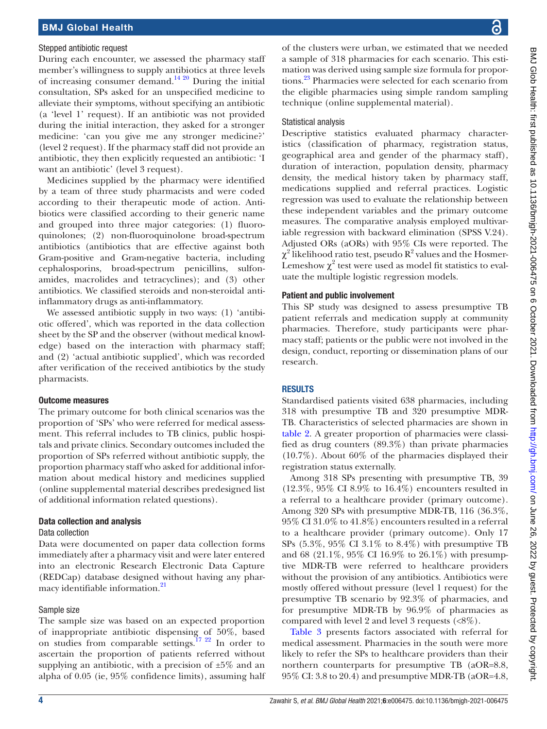### Stepped antibiotic request

During each encounter, we assessed the pharmacy staff member's willingness to supply antibiotics at three levels of increasing consumer demand.[14,20] During the initial consultation, SPs asked for an unspecified medicine to alleviate their symptoms, without specifying an antibiotic (a 'level 1' request). If an antibiotic was not provided during the initial interaction, they asked for a stronger medicine: 'can you give me any stronger medicine?' (level 2 request). If the pharmacy staff did not provide an antibiotic, they then explicitly requested an antibiotic: 'I want an antibiotic' (level 3 request).

Medicines supplied by the pharmacy were identified by a team of three study pharmacists and were coded according to their therapeutic mode of action. Antibiotics were classified according to their generic name and grouped into three major categories: (1) fluoroquinolones; (2) non-fluoroquinolone broad-spectrum antibiotics (antibiotics that are effective against both Gram-positive and Gram-negative bacteria, including cephalosporins, broad-spectrum penicillins, sulfonamides, macrolides and tetracyclines); and (3) other antibiotics. We classified steroids and non-steroidal anti-inflammatory drugs as anti-inflammatory.

We assessed antibiotic supply in two ways: (1) 'antibiotic offered', which was reported in the data collection sheet by the SP and the observer (without medical knowledge) based on the interaction with pharmacy staff; and (2) 'actual antibiotic supplied', which was recorded after verification of the received antibiotics by the study pharmacists.

### Outcome measures

The primary outcome for both clinical scenarios was the proportion of 'SPs' who were referred for medical assessment. This referral includes to TB clinics, public hospitals and private clinics. Secondary outcomes included the proportion of SPs referred without antibiotic supply, the proportion pharmacy staff who asked for additional information about medical history and medicines supplied (online supplemental material describes predesigned list of additional information related questions).

### Data collection and analysis

#### Data collection

Data were documented on paper data collection forms immediately after a pharmacy visit and were later entered into an electronic Research Electronic Data Capture (REDCap) database designed without having any pharmacy identifiable information.[21]

#### Sample size

The sample size was based on an expected proportion of inappropriate antibiotic dispensing of 50%, based on studies from comparable settings.[17,22] In order to ascertain the proportion of patients referred without supplying an antibiotic, with a precision of ±5% and an alpha of 0.05 (ie, 95% confidence limits), assuming half of the clusters were urban, we estimated that we needed a sample of 318 pharmacies for each scenario. This estimation was derived using sample size formula for proportions.[23] Pharmacies were selected for each scenario from the eligible pharmacies using simple random sampling technique (online supplemental material).

#### Statistical analysis

Descriptive statistics evaluated pharmacy characteristics (classification of pharmacy, registration status, geographical area and gender of the pharmacy staff), duration of interaction, population density, pharmacy density, the medical history taken by pharmacy staff, medications supplied and referral practices. Logistic regression was used to evaluate the relationship between these independent variables and the primary outcome measures. The comparative analysis employed multivariable regression with backward elimination (SPSS V.24). Adjusted ORs (aORs) with 95% CIs were reported. The $\chi^2$ likelihood ratio test, pseudo $R^2$ values and the Hosmer-Lemeshow $\chi^2$ test were used as model fit statistics to evaluate the multiple logistic regression models.

### Patient and public involvement

This SP study was designed to assess presumptive TB patient referrals and medication supply at community pharmacies. Therefore, study participants were pharmacy staff; patients or the public were not involved in the design, conduct, reporting or dissemination plans of our research.

## RESULTS

Standardised patients visited 638 pharmacies, including 318 with presumptive TB and 320 presumptive MDR-TB. Characteristics of selected pharmacies are shown in table 2. A greater proportion of pharmacies were classified as drug counters (89.3%) than private pharmacies (10.7%). About 60% of the pharmacies displayed their registration status externally.

Among 318 SPs presenting with presumptive TB, 39 (12.3%, 95% CI 8.9% to 16.4%) encounters resulted in a referral to a healthcare provider (primary outcome). Among 320 SPs with presumptive MDR-TB, 116 (36.3%, 95% CI 31.0% to 41.8%) encounters resulted in a referral to a healthcare provider (primary outcome). Only 17 SPs (5.3%, 95% CI 3.1% to 8.4%) with presumptive TB and 68 (21.1%, 95% CI 16.9% to 26.1%) with presumptive MDR-TB were referred to healthcare providers without the provision of any antibiotics. Antibiotics were mostly offered without pressure (level 1 request) for the presumptive TB scenario by 92.3% of pharmacies, and for presumptive MDR-TB by 96.9% of pharmacies as compared with level 2 and level 3 requests (<8%).

Table 3 presents factors associated with referral for medical assessment. Pharmacies in the south were more likely to refer the SPs to healthcare providers than their northern counterparts for presumptive TB (aOR=8.8, 95% CI: 3.8 to 20.4) and presumptive MDR-TB (aOR=4.8,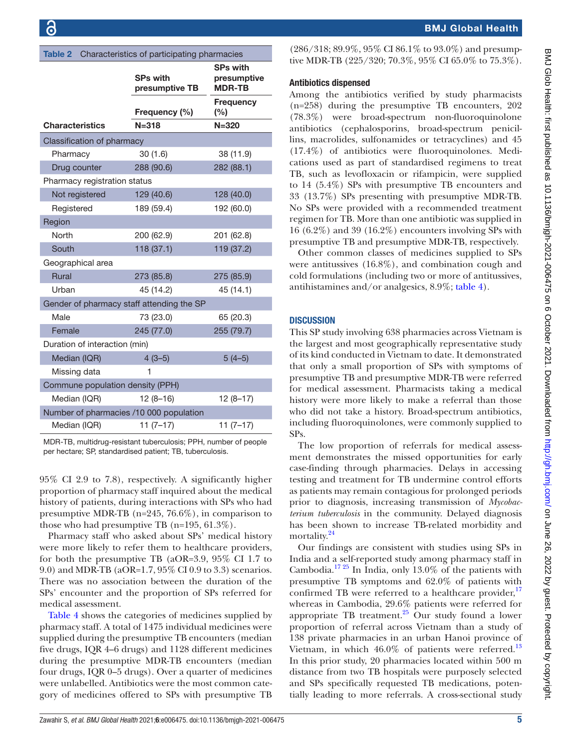**Table 2** Characteristics of participating pharmacies

| Characteristics | SPs with presumptive TB Frequency (%) N=318 | SPs with presumptive MDR-TB Frequency (%) N=320 |
|---|---|---|
| Classification of pharmacy | | |
| Pharmacy | 30 (1.6) | 38 (11.9) |
| Drug counter | 288 (90.6) | 282 (88.1) |
| Pharmacy registration status | | |
| Not registered | 129 (40.6) | 128 (40.0) |
| Registered | 189 (59.4) | 192 (60.0) |
| Region | | |
| North | 200 (62.9) | 201 (62.8) |
| South | 118 (37.1) | 119 (37.2) |
| Geographical area | | |
| Rural | 273 (85.8) | 275 (85.9) |
| Urban | 45 (14.2) | 45 (14.1) |
| Gender of pharmacy staff attending the SP | | |
| Male | 73 (23.0) | 65 (20.3) |
| Female | 245 (77.0) | 255 (79.7) |
| Duration of interaction (min) | | |
| Median (IQR) | 4 (3–5) | 5 (4–5) |
| Missing data | 1 | |
| Commune population density (PPH) | | |
| Median (IQR) | 12 (8–16) | 12 (8–17) |
| Number of pharmacies /10 000 population | | |
| Median (IQR) | 11 (7–17) | 11 (7–17) |

MDR-TB, multidrug-resistant tuberculosis; PPH, number of people per hectare; SP, standardised patient; TB, tuberculosis.

95% CI 2.9 to 7.8), respectively. A significantly higher proportion of pharmacy staff inquired about the medical history of patients, during interactions with SPs who had presumptive MDR-TB (n=245, 76.6%), in comparison to those who had presumptive TB (n=195, 61.3%).

Pharmacy staff who asked about SPs' medical history were more likely to refer them to healthcare providers, for both the presumptive TB (aOR=3.9, 95% CI 1.7 to 9.0) and MDR-TB (aOR=1.7, 95% CI 0.9 to 3.3) scenarios. There was no association between the duration of the SPs' encounter and the proportion of SPs referred for medical assessment.

Table 4 shows the categories of medicines supplied by pharmacy staff. A total of 1475 individual medicines were supplied during the presumptive TB encounters (median five drugs, IQR 4–6 drugs) and 1128 different medicines during the presumptive MDR-TB encounters (median four drugs, IQR 0–5 drugs). Over a quarter of medicines were unlabelled. Antibiotics were the most common category of medicines offered to SPs with presumptive TB (286/318; 89.9%, 95% CI 86.1% to 93.0%) and presumptive MDR-TB (225/320; 70.3%, 95% CI 65.0% to 75.3%).

### Antibiotics dispensed

Among the antibiotics verified by study pharmacists (n=258) during the presumptive TB encounters, 202 (78.3%) were broad-spectrum non-fluoroquinolone antibiotics (cephalosporins, broad-spectrum penicillins, macrolides, sulfonamides or tetracyclines) and 45 (17.4%) of antibiotics were fluoroquinolones. Medications used as part of standardised regimens to treat TB, such as levofloxacin or rifampicin, were supplied to 14 (5.4%) SPs with presumptive TB encounters and 33 (13.7%) SPs presenting with presumptive MDR-TB. No SPs were provided with a recommended treatment regimen for TB. More than one antibiotic was supplied in 16 (6.2%) and 39 (16.2%) encounters involving SPs with presumptive TB and presumptive MDR-TB, respectively.

Other common classes of medicines supplied to SPs were antitussives (16.8%), and combination cough and cold formulations (including two or more of antitussives, antihistamines and/or analgesics, 8.9%; table 4).

## DISCUSSION

This SP study involving 638 pharmacies across Vietnam is the largest and most geographically representative study of its kind conducted in Vietnam to date. It demonstrated that only a small proportion of SPs with symptoms of presumptive TB and presumptive MDR-TB were referred for medical assessment. Pharmacists taking a medical history were more likely to make a referral than those who did not take a history. Broad-spectrum antibiotics, including fluoroquinolones, were commonly supplied to SPs.

The low proportion of referrals for medical assessment demonstrates the missed opportunities for early case-finding through pharmacies. Delays in accessing testing and treatment for TB undermine control efforts as patients may remain contagious for prolonged periods prior to diagnosis, increasing transmission of *Mycobacterium tuberculosis* in the community. Delayed diagnosis has been shown to increase TB-related morbidity and mortality.[24]

Our findings are consistent with studies using SPs in India and a self-reported study among pharmacy staff in Cambodia.[17,25] In India, only 13.0% of the patients with presumptive TB symptoms and 62.0% of patients with confirmed TB were referred to a healthcare provider,[17] whereas in Cambodia, 29.6% patients were referred for appropriate TB treatment.[25] Our study found a lower proportion of referral across Vietnam than a study of 138 private pharmacies in an urban Hanoi province of Vietnam, in which 46.0% of patients were referred.[13] In this prior study, 20 pharmacies located within 500 m distance from two TB hospitals were purposely selected and SPs specifically requested TB medications, potentially leading to more referrals. A cross-sectional study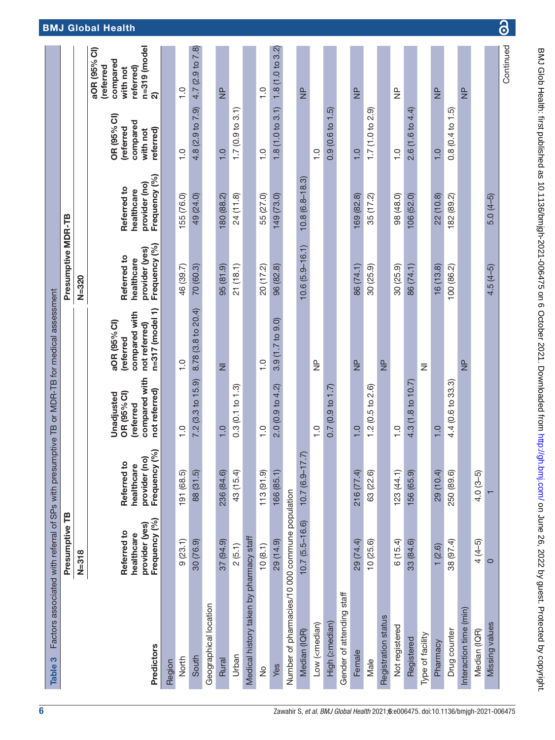Table 3 Factors associated with referral of SPs with presumptive TB or MDR-TB for medical assessment

| Predictors | Presumptive TB N=318 Referred to healthcare provider (yes) Frequency (%) | Referred to healthcare provider (no) Frequency (%) | Unadjusted OR (95% CI) (referred compared with not referred) | aOR (95% CI) (referred compared with not referred) n=317 (model 1) | Presumptive MDR-TB N=320 Referred to healthcare provider (yes) Frequency (%) | Referred to healthcare provider (no) Frequency (%) | OR (95% CI) (referred compared with not referred) | aOR (95% CI) (referred compared with not referred) n=319 (model 2) |
|---|---|---|---|---|---|---|---|---|
| Region | | | | | | | | |
| North | 9 (23.1) | 191 (68.5) | 1.0 | 1.0 | 46 (39.7) | 155 (76.0) | 1.0 | 1.0 |
| South | 30 (76.9) | 88 (31.5) | 7.2 (3.3 to 15.9) | 8.78 (3.8 to 20.4) | 70 (60.3) | 49 (24.0) | 4.8 (2.9 to 7.9) | 4.7 (2.9 to 7.8) |
| Geographical location | | | | | | | | |
| Rural | 37 (94.9) | 236 (84.6) | 1.0 | NI | 95 (81.9) | 180 (88.2) | 1.0 | NP |
| Urban | 2 (5.1) | 43 (15.4) | 0.3 (0.1 to 1.3) | | 21 (18.1) | 24 (11.8) | 1.7 (0.9 to 3.1) | |
| Medical history taken by pharmacy staff | | | | | | | | |
| No | 10 (8.1) | 113 (91.9) | 1.0 | 1.0 | 20 (17.2) | 55 (27.0) | 1.0 | 1.0 |
| Yes | 29 (14.9) | 166 (85.1) | 2.0 (0.9 to 4.2) | 3.9 (1.7 to 9.0) | 96 (82.8) | 149 (73.0) | 1.8 (1.0 to 3.1) | 1.8 (1.0 to 3.2) |
| Number of pharmacies/10 000 commune population | | | | | | | | |
| Median (IQR) | 10.7 (5.5–16.6) | 10.7 (6.9–17.7) | | | 10.6 (5.9–16.1) | 10.8 (6.8–18.3) | | NP |
| Low (<median) | | | 1.0 | NP | | | 1.0 | |
| High (≥median) | | | 0.7 (0.9 to 1.7) | | | | 0.9 (0.6 to 1.5) | |
| Gender of attending staff | | | | | | | | |
| Female | 29 (74.4) | 216 (77.4) | 1.0 | NP | 86 (74.1) | 169 (82.8) | 1.0 | NP |
| Male | 10 (25.6) | 63 (22.6) | 1.2 (0.5 to 2.6) | | 30 (25.9) | 35 (17.2) | 1.7 (1.0 to 2.9) | |
| Registration status | | | | NP | | | | |
| Not registered | 6 (15.4) | 123 (44.1) | 1.0 | | 30 (25.9) | 98 (48.0) | 1.0 | NP |
| Registered | 33 (84.6) | 156 (65.9) | 4.3 (1.8 to 10.7) | | 86 (74.1) | 106 (52.0) | 2.6 (1.6 to 4.4) | |
| Type of facility | | | | NI | | | | |
| Pharmacy | 1 (2.6) | 29 (10.4) | 1.0 | | 16 (13.8) | 22 (10.8) | 1.0 | NP |
| Drug counter | 38 (97.4) | 250 (89.6) | 4.4 (0.6 to 33.3) | | 100 (86.2) | 182 (89.2) | 0.8 (0.4 to 1.5) | |
| Interaction time (min) | | | | NP | | | | NP |
| Median (IQR) | 4 (4–5) | 4.0 (3–5) | | | 4.5 (4–5) | 5.0 (4–5) | | |
| Missing values | 0 | 1 | | | | | | |

Continued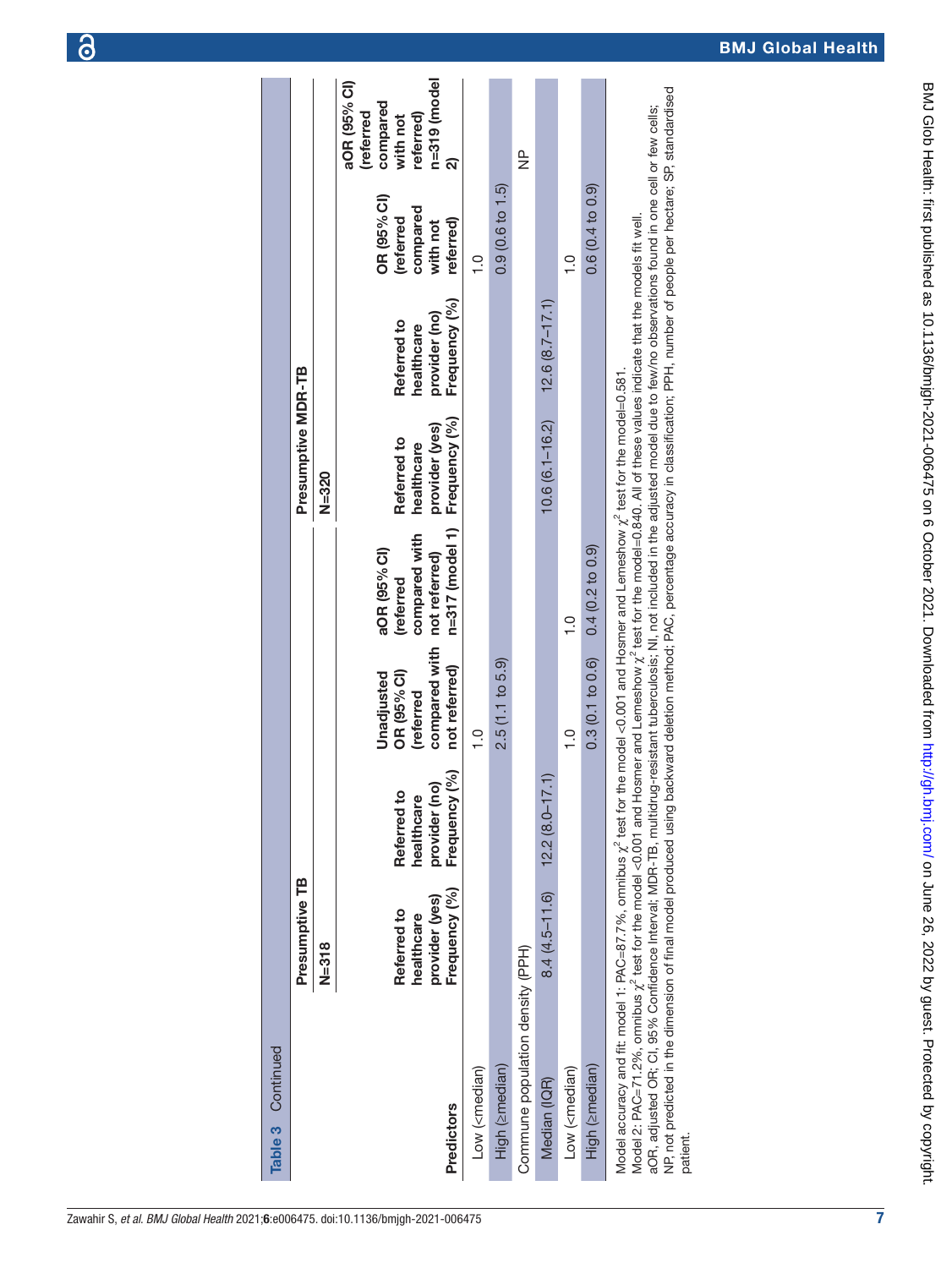**Table 3** Continued

| Predictors | Presumptive TB | | | | Presumptive MDR-TB | | | |
|---|---|---|---|---|---|---|---|---|
| | N=318 | | | | N=320 | | | |
| | Referred to healthcare provider (yes) Frequency (%) | Referred to healthcare provider (no) Frequency (%) | Unadjusted OR (95% CI) (referred compared with not referred) | aOR (95% CI) (referred compared with not referred) n=317 (model 1) | Referred to healthcare provider (yes) Frequency (%) | Referred to healthcare provider (no) Frequency (%) | OR (95% CI) (referred compared with not referred) | aOR (95% CI) (referred compared with not referred) n=319 (model 2) |
| Low (<median) | | | 1.0 | | | | 1.0 | |
| High (≥median) | | | 2.5 (1.1 to 5.9) | | | | 0.9 (0.6 to 1.5) | |
| Commune population density (PPH) | | | | | | | | NP |
| Median (IQR) | 8.4 (4.5–11.6) | 12.2 (8.0–17.1) | | | 10.6 (6.1–16.2) | 12.6 (8.7–17.1) | | |
| Low (<median) | | | 1.0 | 1.0 | | | 1.0 | |
| High (≥median) | | | 0.3 (0.1 to 0.6) | 0.4 (0.2 to 0.9) | | | 0.6 (0.4 to 0.9) | |

Model accuracy and fit: model 1: PAC=87.7%, omnibus $\chi^2$ test for the model <0.001 and Hosmer and Lemeshow $\chi^2$ test for the model=0.581.
Model 2: PAC=71.2%, omnibus $\chi^2$ test for the model <0.001 and Hosmer and Lemeshow $\chi^2$ test for the model=0.840. All of these values indicate that the models fit well.
aOR, adjusted OR; CI, 95% Confidence Interval; MDR-TB, multidrug-resistant tuberculosis; NI, not included in the adjusted model due to few/no observations found in one cell or few cells; NP, not predicted in the dimension of final model produced using backward deletion method; PAC, percentage accuracy in classification; PPH, number of people per hectare; SP, standardised patient.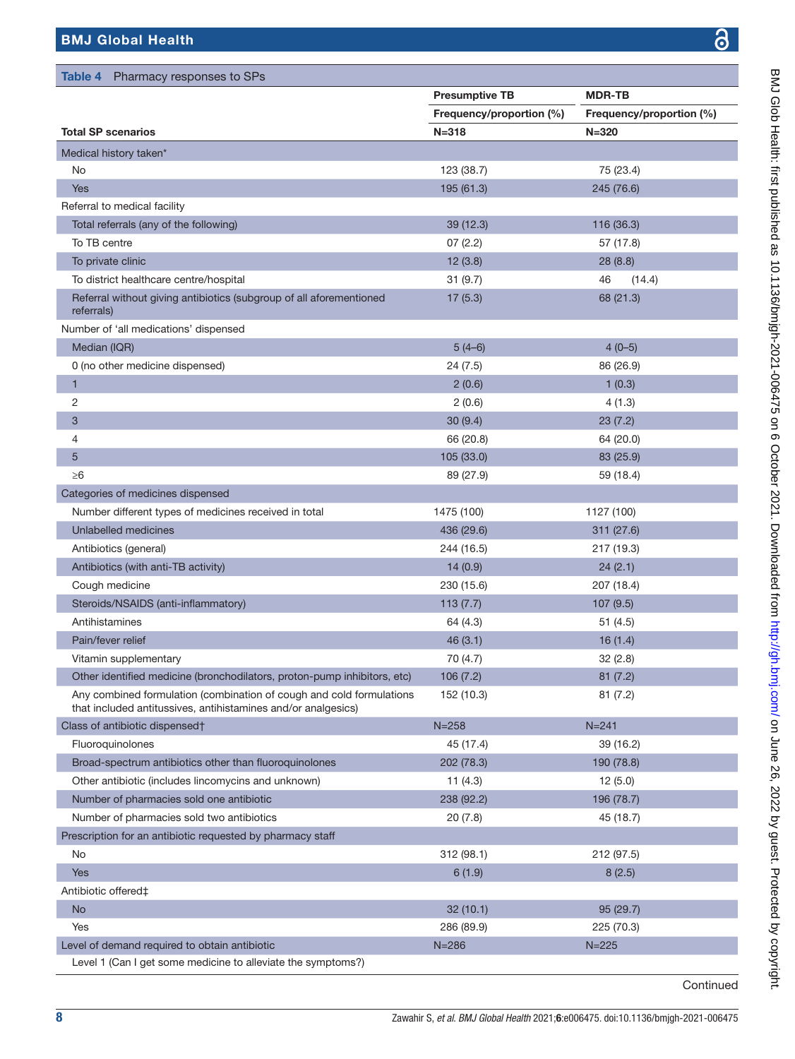**Table 4** Pharmacy responses to SPs

| | Presumptive TB | MDR-TB |
|---|---|---|
| | Frequency/proportion (%) | Frequency/proportion (%) |
| **Total SP scenarios** | **N=318** | **N=320** |
| Medical history taken* | | |
| No | 123 (38.7) | 75 (23.4) |
| Yes | 195 (61.3) | 245 (76.6) |
| Referral to medical facility | | |
| Total referrals (any of the following) | 39 (12.3) | 116 (36.3) |
| To TB centre | 07 (2.2) | 57 (17.8) |
| To private clinic | 12 (3.8) | 28 (8.8) |
| To district healthcare centre/hospital | 31 (9.7) | 46 (14.4) |
| Referral without giving antibiotics (subgroup of all aforementioned referrals) | 17 (5.3) | 68 (21.3) |
| Number of 'all medications' dispensed | | |
| Median (IQR) | 5 (4–6) | 4 (0–5) |
| 0 (no other medicine dispensed) | 24 (7.5) | 86 (26.9) |
| 1 | 2 (0.6) | 1 (0.3) |
| 2 | 2 (0.6) | 4 (1.3) |
| 3 | 30 (9.4) | 23 (7.2) |
| 4 | 66 (20.8) | 64 (20.0) |
| 5 | 105 (33.0) | 83 (25.9) |
| ≥6 | 89 (27.9) | 59 (18.4) |
| Categories of medicines dispensed | | |
| Number different types of medicines received in total | 1475 (100) | 1127 (100) |
| Unlabelled medicines | 436 (29.6) | 311 (27.6) |
| Antibiotics (general) | 244 (16.5) | 217 (19.3) |
| Antibiotics (with anti-TB activity) | 14 (0.9) | 24 (2.1) |
| Cough medicine | 230 (15.6) | 207 (18.4) |
| Steroids/NSAIDS (anti-inflammatory) | 113 (7.7) | 107 (9.5) |
| Antihistamines | 64 (4.3) | 51 (4.5) |
| Pain/fever relief | 46 (3.1) | 16 (1.4) |
| Vitamin supplementary | 70 (4.7) | 32 (2.8) |
| Other identified medicine (bronchodilators, proton-pump inhibitors, etc) | 106 (7.2) | 81 (7.2) |
| Any combined formulation (combination of cough and cold formulations that included antitussives, antihistamines and/or analgesics) | 152 (10.3) | 81 (7.2) |
| Class of antibiotic dispensed† | N=258 | N=241 |
| Fluoroquinolones | 45 (17.4) | 39 (16.2) |
| Broad-spectrum antibiotics other than fluoroquinolones | 202 (78.3) | 190 (78.8) |
| Other antibiotic (includes lincomycins and unknown) | 11 (4.3) | 12 (5.0) |
| Number of pharmacies sold one antibiotic | 238 (92.2) | 196 (78.7) |
| Number of pharmacies sold two antibiotics | 20 (7.8) | 45 (18.7) |
| Prescription for an antibiotic requested by pharmacy staff | | |
| No | 312 (98.1) | 212 (97.5) |
| Yes | 6 (1.9) | 8 (2.5) |
| Antibiotic offered‡ | | |
| No | 32 (10.1) | 95 (29.7) |
| Yes | 286 (89.9) | 225 (70.3) |
| Level of demand required to obtain antibiotic | N=286 | N=225 |
| Level 1 (Can I get some medicine to alleviate the symptoms?) | | |

Continued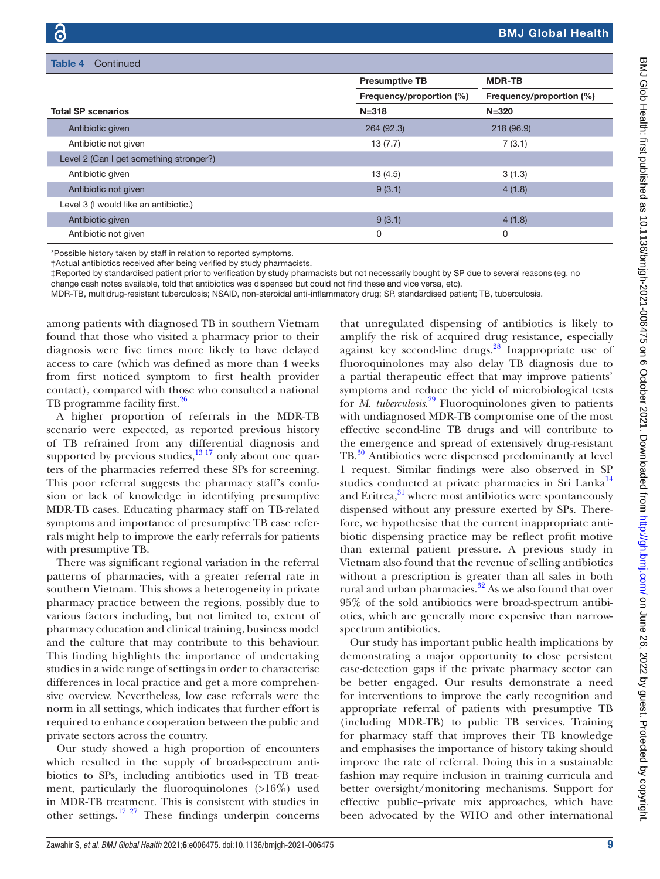Table 4 Continued

| Total SP scenarios | Presumptive TB | MDR-TB |
|---|---|---|
| | Frequency/proportion (%) | Frequency/proportion (%) |
| | N=318 | N=320 |
| Antibiotic given | 264 (92.3) | 218 (96.9) |
| Antibiotic not given | 13 (7.7) | 7 (3.1) |
| Level 2 (Can I get something stronger?) | | |
| Antibiotic given | 13 (4.5) | 3 (1.3) |
| Antibiotic not given | 9 (3.1) | 4 (1.8) |
| Level 3 (I would like an antibiotic.) | | |
| Antibiotic given | 9 (3.1) | 4 (1.8) |
| Antibiotic not given | 0 | 0 |

*Possible history taken by staff in relation to reported symptoms.
†Actual antibiotics received after being verified by study pharmacists.
‡Reported by standardised patient prior to verification by study pharmacists but not necessarily bought by SP due to several reasons (eg, no change cash notes available, told that antibiotics was dispensed but could not find these and vice versa, etc).
MDR-TB, multidrug-resistant tuberculosis; NSAID, non-steroidal anti-inflammatory drug; SP, standardised patient; TB, tuberculosis.

among patients with diagnosed TB in southern Vietnam found that those who visited a pharmacy prior to their diagnosis were five times more likely to have delayed access to care (which was defined as more than 4 weeks from first noticed symptom to first health provider contact), compared with those who consulted a national TB programme facility first.[26]

A higher proportion of referrals in the MDR-TB scenario were expected, as reported previous history of TB refrained from any differential diagnosis and supported by previous studies,[13 17] only about one quarters of the pharmacies referred these SPs for screening. This poor referral suggests the pharmacy staff's confusion or lack of knowledge in identifying presumptive MDR-TB cases. Educating pharmacy staff on TB-related symptoms and importance of presumptive TB case referrals might help to improve the early referrals for patients with presumptive TB.

There was significant regional variation in the referral patterns of pharmacies, with a greater referral rate in southern Vietnam. This shows a heterogeneity in private pharmacy practice between the regions, possibly due to various factors including, but not limited to, extent of pharmacy education and clinical training, business model and the culture that may contribute to this behaviour. This finding highlights the importance of undertaking studies in a wide range of settings in order to characterise differences in local practice and get a more comprehensive overview. Nevertheless, low case referrals were the norm in all settings, which indicates that further effort is required to enhance cooperation between the public and private sectors across the country.

Our study showed a high proportion of encounters which resulted in the supply of broad-spectrum antibiotics to SPs, including antibiotics used in TB treatment, particularly the fluoroquinolones (>16%) used in MDR-TB treatment. This is consistent with studies in other settings.[17 27] These findings underpin concerns that unregulated dispensing of antibiotics is likely to amplify the risk of acquired drug resistance, especially against key second-line drugs.[28] Inappropriate use of fluoroquinolones may also delay TB diagnosis due to a partial therapeutic effect that may improve patients' symptoms and reduce the yield of microbiological tests for *M. tuberculosis*.[29] Fluoroquinolones given to patients with undiagnosed MDR-TB compromise one of the most effective second-line TB drugs and will contribute to the emergence and spread of extensively drug-resistant TB.[30] Antibiotics were dispensed predominantly at level 1 request. Similar findings were also observed in SP studies conducted at private pharmacies in Sri Lanka[14] and Eritrea,[31] where most antibiotics were spontaneously dispensed without any pressure exerted by SPs. Therefore, we hypothesise that the current inappropriate antibiotic dispensing practice may be reflect profit motive than external patient pressure. A previous study in Vietnam also found that the revenue of selling antibiotics without a prescription is greater than all sales in both rural and urban pharmacies.[32] As we also found that over 95% of the sold antibiotics were broad-spectrum antibiotics, which are generally more expensive than narrow-spectrum antibiotics.

Our study has important public health implications by demonstrating a major opportunity to close persistent case-detection gaps if the private pharmacy sector can be better engaged. Our results demonstrate a need for interventions to improve the early recognition and appropriate referral of patients with presumptive TB (including MDR-TB) to public TB services. Training for pharmacy staff that improves their TB knowledge and emphasises the importance of history taking should improve the rate of referral. Doing this in a sustainable fashion may require inclusion in training curricula and better oversight/monitoring mechanisms. Support for effective public–private mix approaches, which have been advocated by the WHO and other international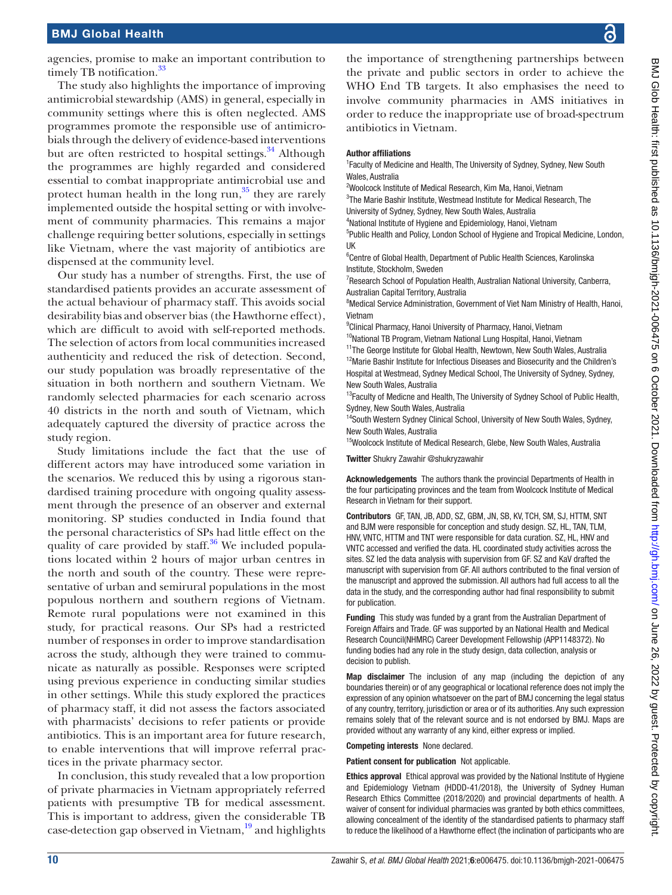agencies, promise to make an important contribution to timely TB notification.[33]

The study also highlights the importance of improving antimicrobial stewardship (AMS) in general, especially in community settings where this is often neglected. AMS programmes promote the responsible use of antimicrobials through the delivery of evidence-based interventions but are often restricted to hospital settings.[34] Although the programmes are highly regarded and considered essential to combat inappropriate antimicrobial use and protect human health in the long run,[35] they are rarely implemented outside the hospital setting or with involvement of community pharmacies. This remains a major challenge requiring better solutions, especially in settings like Vietnam, where the vast majority of antibiotics are dispensed at the community level.

Our study has a number of strengths. First, the use of standardised patients provides an accurate assessment of the actual behaviour of pharmacy staff. This avoids social desirability bias and observer bias (the Hawthorne effect), which are difficult to avoid with self-reported methods. The selection of actors from local communities increased authenticity and reduced the risk of detection. Second, our study population was broadly representative of the situation in both northern and southern Vietnam. We randomly selected pharmacies for each scenario across 40 districts in the north and south of Vietnam, which adequately captured the diversity of practice across the study region.

Study limitations include the fact that the use of different actors may have introduced some variation in the scenarios. We reduced this by using a rigorous standardised training procedure with ongoing quality assessment through the presence of an observer and external monitoring. SP studies conducted in India found that the personal characteristics of SPs had little effect on the quality of care provided by staff.[36] We included populations located within 2 hours of major urban centres in the north and south of the country. These were representative of urban and semirural populations in the most populous northern and southern regions of Vietnam. Remote rural populations were not examined in this study, for practical reasons. Our SPs had a restricted number of responses in order to improve standardisation across the study, although they were trained to communicate as naturally as possible. Responses were scripted using previous experience in conducting similar studies in other settings. While this study explored the practices of pharmacy staff, it did not assess the factors associated with pharmacists' decisions to refer patients or provide antibiotics. This is an important area for future research, to enable interventions that will improve referral practices in the private pharmacy sector.

In conclusion, this study revealed that a low proportion of private pharmacies in Vietnam appropriately referred patients with presumptive TB for medical assessment. This is important to address, given the considerable TB case-detection gap observed in Vietnam,[19] and highlights the importance of strengthening partnerships between the private and public sectors in order to achieve the WHO End TB targets. It also emphasises the need to involve community pharmacies in AMS initiatives in order to reduce the inappropriate use of broad-spectrum antibiotics in Vietnam.

**Author affiliations**

[1]Faculty of Medicine and Health, The University of Sydney, Sydney, New South Wales, Australia
[2]Woolcock Institute of Medical Research, Kim Ma, Hanoi, Vietnam
[3]The Marie Bashir Institute, Westmead Institute for Medical Research, The University of Sydney, Sydney, New South Wales, Australia
[4]National Institute of Hygiene and Epidemiology, Hanoi, Vietnam
[5]Public Health and Policy, London School of Hygiene and Tropical Medicine, London, UK
[6]Centre of Global Health, Department of Public Health Sciences, Karolinska Institute, Stockholm, Sweden
[7]Research School of Population Health, Australian National University, Canberra, Australian Capital Territory, Australia
[8]Medical Service Administration, Government of Viet Nam Ministry of Health, Hanoi, Vietnam
[9]Clinical Pharmacy, Hanoi University of Pharmacy, Hanoi, Vietnam
[10]National TB Program, Vietnam National Lung Hospital, Hanoi, Vietnam
[11]The George Institute for Global Health, Newtown, New South Wales, Australia
[12]Marie Bashir Institute for Infectious Diseases and Biosecurity and the Children's Hospital at Westmead, Sydney Medical School, The University of Sydney, Sydney, New South Wales, Australia
[13]Faculty of Medicne and Health, The University of Sydney School of Public Health, Sydney, New South Wales, Australia
[14]South Western Sydney Clinical School, University of New South Wales, Sydney, New South Wales, Australia
[15]Woolcock Institute of Medical Research, Glebe, New South Wales, Australia

**Twitter** Shukry Zawahir @shukryzawahir

**Acknowledgements** The authors thank the provincial Departments of Health in the four participating provinces and the team from Woolcock Institute of Medical Research in Vietnam for their support.

**Contributors** GF, TAN, JB, ADD, SZ, GBM, JN, SB, KV, TCH, SM, SJ, HTTM, SNT and BJM were responsible for conception and study design. SZ, HL, TAN, TLM, HNV, VNTC, HTTM and TNT were responsible for data curation. SZ, HL, HNV and VNTC accessed and verified the data. HL coordinated study activities across the sites. SZ led the data analysis with supervision from GF. SZ and KaV drafted the manuscript with supervision from GF. All authors contributed to the final version of the manuscript and approved the submission. All authors had full access to all the data in the study, and the corresponding author had final responsibility to submit for publication.

**Funding** This study was funded by a grant from the Australian Department of Foreign Affairs and Trade. GF was supported by an National Health and Medical Research Council(NHMRC) Career Development Fellowship (APP1148372). No funding bodies had any role in the study design, data collection, analysis or decision to publish.

**Map disclaimer** The inclusion of any map (including the depiction of any boundaries therein) or of any geographical or locational reference does not imply the expression of any opinion whatsoever on the part of BMJ concerning the legal status of any country, territory, jurisdiction or area or of its authorities. Any such expression remains solely that of the relevant source and is not endorsed by BMJ. Maps are provided without any warranty of any kind, either express or implied.

**Competing interests** None declared.

**Patient consent for publication** Not applicable.

**Ethics approval** Ethical approval was provided by the National Institute of Hygiene and Epidemiology Vietnam (HDDD-41/2018), the University of Sydney Human Research Ethics Committee (2018/2020) and provincial departments of health. A waiver of consent for individual pharmacies was granted by both ethics committees, allowing concealment of the identity of the standardised patients to pharmacy staff to reduce the likelihood of a Hawthorne effect (the inclination of participants who are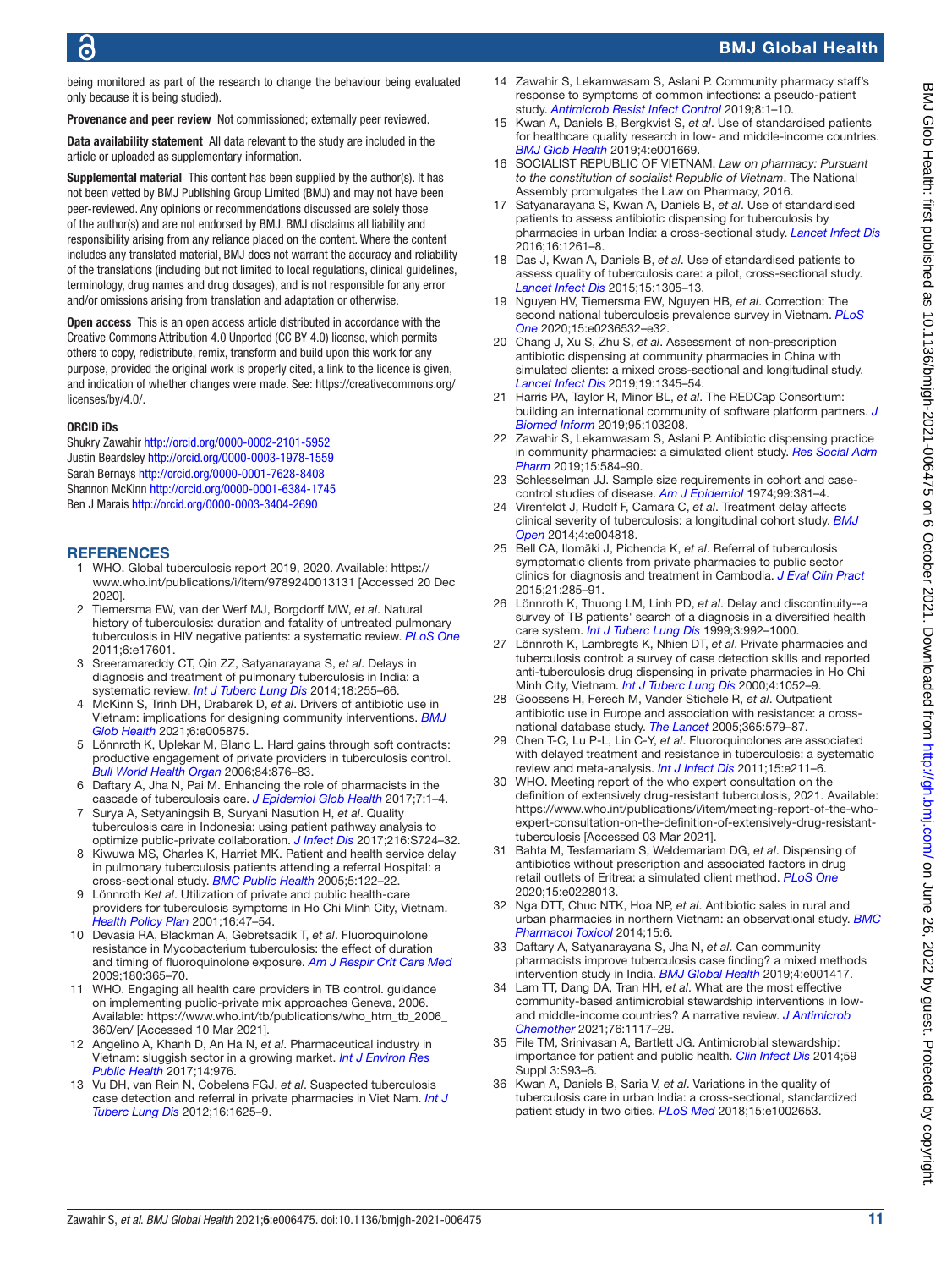being monitored as part of the research to change the behaviour being evaluated only because it is being studied).

**Provenance and peer review** Not commissioned; externally peer reviewed.

**Data availability statement** All data relevant to the study are included in the article or uploaded as supplementary information.

**Supplemental material** This content has been supplied by the author(s). It has not been vetted by BMJ Publishing Group Limited (BMJ) and may not have been peer-reviewed. Any opinions or recommendations discussed are solely those of the author(s) and are not endorsed by BMJ. BMJ disclaims all liability and responsibility arising from any reliance placed on the content. Where the content includes any translated material, BMJ does not warrant the accuracy and reliability of the translations (including but not limited to local regulations, clinical guidelines, terminology, drug names and drug dosages), and is not responsible for any error and/or omissions arising from translation and adaptation or otherwise.

**Open access** This is an open access article distributed in accordance with the Creative Commons Attribution 4.0 Unported (CC BY 4.0) license, which permits others to copy, redistribute, remix, transform and build upon this work for any purpose, provided the original work is properly cited, a link to the licence is given, and indication of whether changes were made. See: https://creativecommons.org/licenses/by/4.0/.

**ORCID iDs**

Shukry Zawahir http://orcid.org/0000-0002-2101-5952
Justin Beardsley http://orcid.org/0000-0003-1978-1559
Sarah Bernays http://orcid.org/0000-0001-7628-8408
Shannon McKinn http://orcid.org/0000-0001-6384-1745
Ben J Marais http://orcid.org/0000-0003-3404-2690

## REFERENCES

1. WHO. Global tuberculosis report 2019, 2020. Available: https://www.who.int/publications/i/item/9789240013131 [Accessed 20 Dec 2020].
2. Tiemersma EW, van der Werf MJ, Borgdorff MW, *et al*. Natural history of tuberculosis: duration and fatality of untreated pulmonary tuberculosis in HIV negative patients: a systematic review. *PLoS One* 2011;6:e17601.
3. Sreeramareddy CT, Qin ZZ, Satyanarayana S, *et al*. Delays in diagnosis and treatment of pulmonary tuberculosis in India: a systematic review. *Int J Tuberc Lung Dis* 2014;18:255–66.
4. McKinn S, Trinh DH, Drabarek D, *et al*. Drivers of antibiotic use in Vietnam: implications for designing community interventions. *BMJ Glob Health* 2021;6:e005875.
5. Lönnroth K, Uplekar M, Blanc L. Hard gains through soft contracts: productive engagement of private providers in tuberculosis control. *Bull World Health Organ* 2006;84:876–83.
6. Daftary A, Jha N, Pai M. Enhancing the role of pharmacists in the cascade of tuberculosis care. *J Epidemiol Glob Health* 2017;7:1–4.
7. Surya A, Setyaningsih B, Suryani Nasution H, *et al*. Quality tuberculosis care in Indonesia: using patient pathway analysis to optimize public-private collaboration. *J Infect Dis* 2017;216:S724–32.
8. Kiwuwa MS, Charles K, Harriet MK. Patient and health service delay in pulmonary tuberculosis patients attending a referral Hospital: a cross-sectional study. *BMC Public Health* 2005;5:122–22.
9. Lönnroth K*et al*. Utilization of private and public health-care providers for tuberculosis symptoms in Ho Chi Minh City, Vietnam. *Health Policy Plan* 2001;16:47–54.
10. Devasia RA, Blackman A, Gebretsadik T, *et al*. Fluoroquinolone resistance in Mycobacterium tuberculosis: the effect of duration and timing of fluoroquinolone exposure. *Am J Respir Crit Care Med* 2009;180:365–70.
11. WHO. Engaging all health care providers in TB control. guidance on implementing public-private mix approaches Geneva, 2006. Available: https://www.who.int/tb/publications/who_htm_tb_2006_360/en/ [Accessed 10 Mar 2021].
12. Angelino A, Khanh D, An Ha N, *et al*. Pharmaceutical industry in Vietnam: sluggish sector in a growing market. *Int J Environ Res Public Health* 2017;14:976.
13. Vu DH, van Rein N, Cobelens FGJ, *et al*. Suspected tuberculosis case detection and referral in private pharmacies in Viet Nam. *Int J Tuberc Lung Dis* 2012;16:1625–9.
14. Zawahir S, Lekamwasam S, Aslani P. Community pharmacy staff's response to symptoms of common infections: a pseudo-patient study. *Antimicrob Resist Infect Control* 2019;8:1–10.
15. Kwan A, Daniels B, Bergkvist S, *et al*. Use of standardised patients for healthcare quality research in low- and middle-income countries. *BMJ Glob Health* 2019;4:e001669.
16. SOCIALIST REPUBLIC OF VIETNAM. *Law on pharmacy: Pursuant to the constitution of socialist Republic of Vietnam*. The National Assembly promulgates the Law on Pharmacy, 2016.
17. Satyanarayana S, Kwan A, Daniels B, *et al*. Use of standardised patients to assess antibiotic dispensing for tuberculosis by pharmacies in urban India: a cross-sectional study. *Lancet Infect Dis* 2016;16:1261–8.
18. Das J, Kwan A, Daniels B, *et al*. Use of standardised patients to assess quality of tuberculosis care: a pilot, cross-sectional study. *Lancet Infect Dis* 2015;15:1305–13.
19. Nguyen HV, Tiemersma EW, Nguyen HB, *et al*. Correction: The second national tuberculosis prevalence survey in Vietnam. *PLoS One* 2020;15:e0236532–e32.
20. Chang J, Xu S, Zhu S, *et al*. Assessment of non-prescription antibiotic dispensing at community pharmacies in China with simulated clients: a mixed cross-sectional and longitudinal study. *Lancet Infect Dis* 2019;19:1345–54.
21. Harris PA, Taylor R, Minor BL, *et al*. The REDCap Consortium: building an international community of software platform partners. *J Biomed Inform* 2019;95:103208.
22. Zawahir S, Lekamwasam S, Aslani P. Antibiotic dispensing practice in community pharmacies: a simulated client study. *Res Social Adm Pharm* 2019;15:584–90.
23. Schlesselman JJ. Sample size requirements in cohort and case-control studies of disease. *Am J Epidemiol* 1974;99:381–4.
24. Virenfeldt J, Rudolf F, Camara C, *et al*. Treatment delay affects clinical severity of tuberculosis: a longitudinal cohort study. *BMJ Open* 2014;4:e004818.
25. Bell CA, Ilomäki J, Pichenda K, *et al*. Referral of tuberculosis symptomatic clients from private pharmacies to public sector clinics for diagnosis and treatment in Cambodia. *J Eval Clin Pract* 2015;21:285–91.
26. Lönnroth K, Thuong LM, Linh PD, *et al*. Delay and discontinuity--a survey of TB patients' search of a diagnosis in a diversified health care system. *Int J Tuberc Lung Dis* 1999;3:992–1000.
27. Lönnroth K, Lambregts K, Nhien DT, *et al*. Private pharmacies and tuberculosis control: a survey of case detection skills and reported anti-tuberculosis drug dispensing in private pharmacies in Ho Chi Minh City, Vietnam. *Int J Tuberc Lung Dis* 2000;4:1052–9.
28. Goossens H, Ferech M, Vander Stichele R, *et al*. Outpatient antibiotic use in Europe and association with resistance: a cross-national database study. *The Lancet* 2005;365:579–87.
29. Chen T-C, Lu P-L, Lin C-Y, *et al*. Fluoroquinolones are associated with delayed treatment and resistance in tuberculosis: a systematic review and meta-analysis. *Int J Infect Dis* 2011;15:e211–6.
30. WHO. Meeting report of the who expert consultation on the definition of extensively drug-resistant tuberculosis, 2021. Available: https://www.who.int/publications/i/item/meeting-report-of-the-who-expert-consultation-on-the-definition-of-extensively-drug-resistant-tuberculosis [Accessed 03 Mar 2021].
31. Bahta M, Tesfamariam S, Weldemariam DG, *et al*. Dispensing of antibiotics without prescription and associated factors in drug retail outlets of Eritrea: a simulated client method. *PLoS One* 2020;15:e0228013.
32. Nga DTT, Chuc NTK, Hoa NP, *et al*. Antibiotic sales in rural and urban pharmacies in northern Vietnam: an observational study. *BMC Pharmacol Toxicol* 2014;15:6.
33. Daftary A, Satyanarayana S, Jha N, *et al*. Can community pharmacists improve tuberculosis case finding? a mixed methods intervention study in India. *BMJ Global Health* 2019;4:e001417.
34. Lam TT, Dang DA, Tran HH, *et al*. What are the most effective community-based antimicrobial stewardship interventions in low- and middle-income countries? A narrative review. *J Antimicrob Chemother* 2021;76:1117–29.
35. File TM, Srinivasan A, Bartlett JG. Antimicrobial stewardship: importance for patient and public health. *Clin Infect Dis* 2014;59 Suppl 3:S93–6.
36. Kwan A, Daniels B, Saria V, *et al*. Variations in the quality of tuberculosis care in urban India: a cross-sectional, standardized patient study in two cities. *PLoS Med* 2018;15:e1002653.